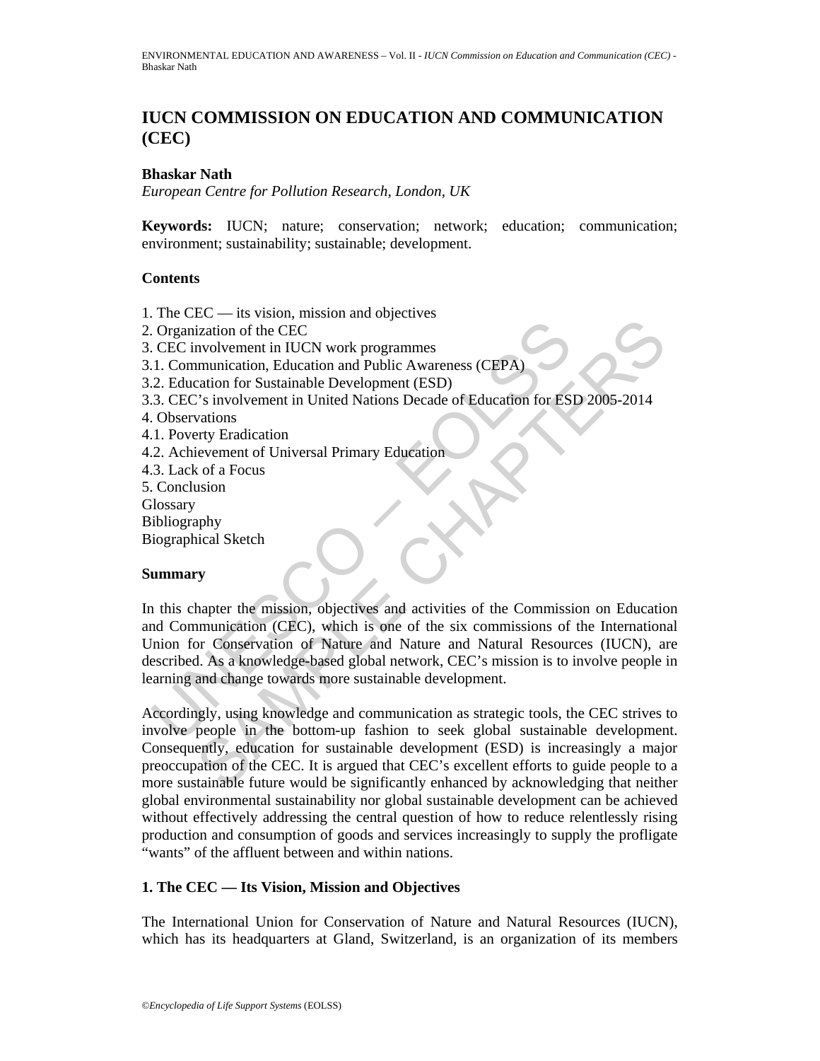# IUCN COMMISSION ON EDUCATION AND COMMUNICATION (CEC)

**Bhaskar Nath**

*European Centre for Pollution Research, London, UK*

**Keywords:** IUCN; nature; conservation; network; education; communication; environment; sustainability; sustainable; development.

## Contents

1. The CEC — its vision, mission and objectives
2. Organization of the CEC
3. CEC involvement in IUCN work programmes
3.1. Communication, Education and Public Awareness (CEPA)
3.2. Education for Sustainable Development (ESD)
3.3. CEC's involvement in United Nations Decade of Education for ESD 2005-2014
4. Observations
4.1. Poverty Eradication
4.2. Achievement of Universal Primary Education
4.3. Lack of a Focus
5. Conclusion

Glossary
Bibliography
Biographical Sketch

## Summary

In this chapter the mission, objectives and activities of the Commission on Education and Communication (CEC), which is one of the six commissions of the International Union for Conservation of Nature and Nature and Natural Resources (IUCN), are described. As a knowledge-based global network, CEC's mission is to involve people in learning and change towards more sustainable development.

Accordingly, using knowledge and communication as strategic tools, the CEC strives to involve people in the bottom-up fashion to seek global sustainable development. Consequently, education for sustainable development (ESD) is increasingly a major preoccupation of the CEC. It is argued that CEC's excellent efforts to guide people to a more sustainable future would be significantly enhanced by acknowledging that neither global environmental sustainability nor global sustainable development can be achieved without effectively addressing the central question of how to reduce relentlessly rising production and consumption of goods and services increasingly to supply the profligate "wants" of the affluent between and within nations.

## 1. The CEC — Its Vision, Mission and Objectives

The International Union for Conservation of Nature and Natural Resources (IUCN), which has its headquarters at Gland, Switzerland, is an organization of its members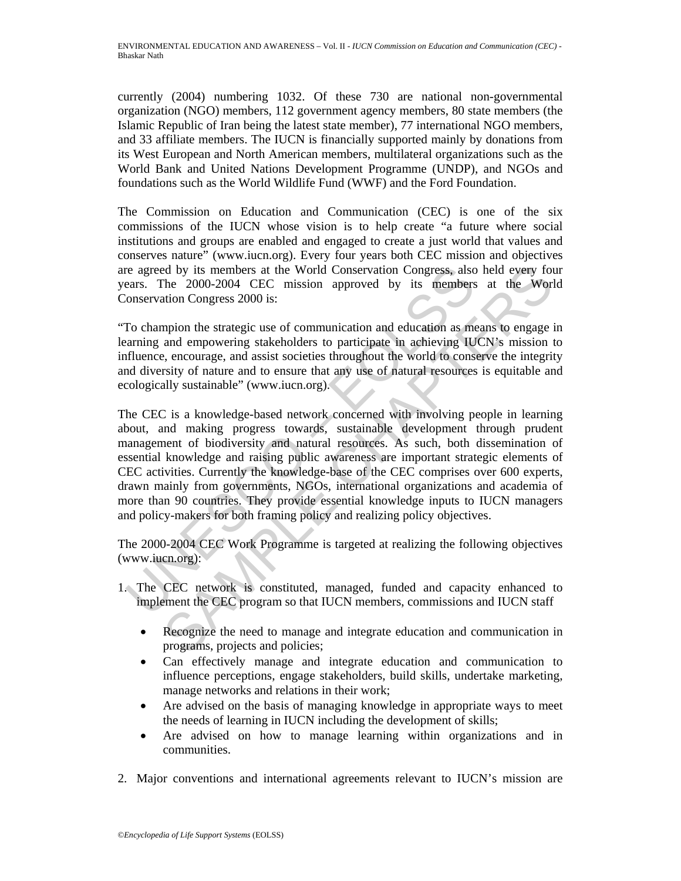currently (2004) numbering 1032. Of these 730 are national non-governmental organization (NGO) members, 112 government agency members, 80 state members (the Islamic Republic of Iran being the latest state member), 77 international NGO members, and 33 affiliate members. The IUCN is financially supported mainly by donations from its West European and North American members, multilateral organizations such as the World Bank and United Nations Development Programme (UNDP), and NGOs and foundations such as the World Wildlife Fund (WWF) and the Ford Foundation.

The Commission on Education and Communication (CEC) is one of the six commissions of the IUCN whose vision is to help create "a future where social institutions and groups are enabled and engaged to create a just world that values and conserves nature" (www.iucn.org). Every four years both CEC mission and objectives are agreed by its members at the World Conservation Congress, also held every four years. The 2000-2004 CEC mission approved by its members at the World Conservation Congress 2000 is:

"To champion the strategic use of communication and education as means to engage in learning and empowering stakeholders to participate in achieving IUCN's mission to influence, encourage, and assist societies throughout the world to conserve the integrity and diversity of nature and to ensure that any use of natural resources is equitable and ecologically sustainable" (www.iucn.org).

The CEC is a knowledge-based network concerned with involving people in learning about, and making progress towards, sustainable development through prudent management of biodiversity and natural resources. As such, both dissemination of essential knowledge and raising public awareness are important strategic elements of CEC activities. Currently the knowledge-base of the CEC comprises over 600 experts, drawn mainly from governments, NGOs, international organizations and academia of more than 90 countries. They provide essential knowledge inputs to IUCN managers and policy-makers for both framing policy and realizing policy objectives.

The 2000-2004 CEC Work Programme is targeted at realizing the following objectives (www.iucn.org):

1. The CEC network is constituted, managed, funded and capacity enhanced to implement the CEC program so that IUCN members, commissions and IUCN staff
   - Recognize the need to manage and integrate education and communication in programs, projects and policies;
   - Can effectively manage and integrate education and communication to influence perceptions, engage stakeholders, build skills, undertake marketing, manage networks and relations in their work;
   - Are advised on the basis of managing knowledge in appropriate ways to meet the needs of learning in IUCN including the development of skills;
   - Are advised on how to manage learning within organizations and in communities.
2. Major conventions and international agreements relevant to IUCN's mission are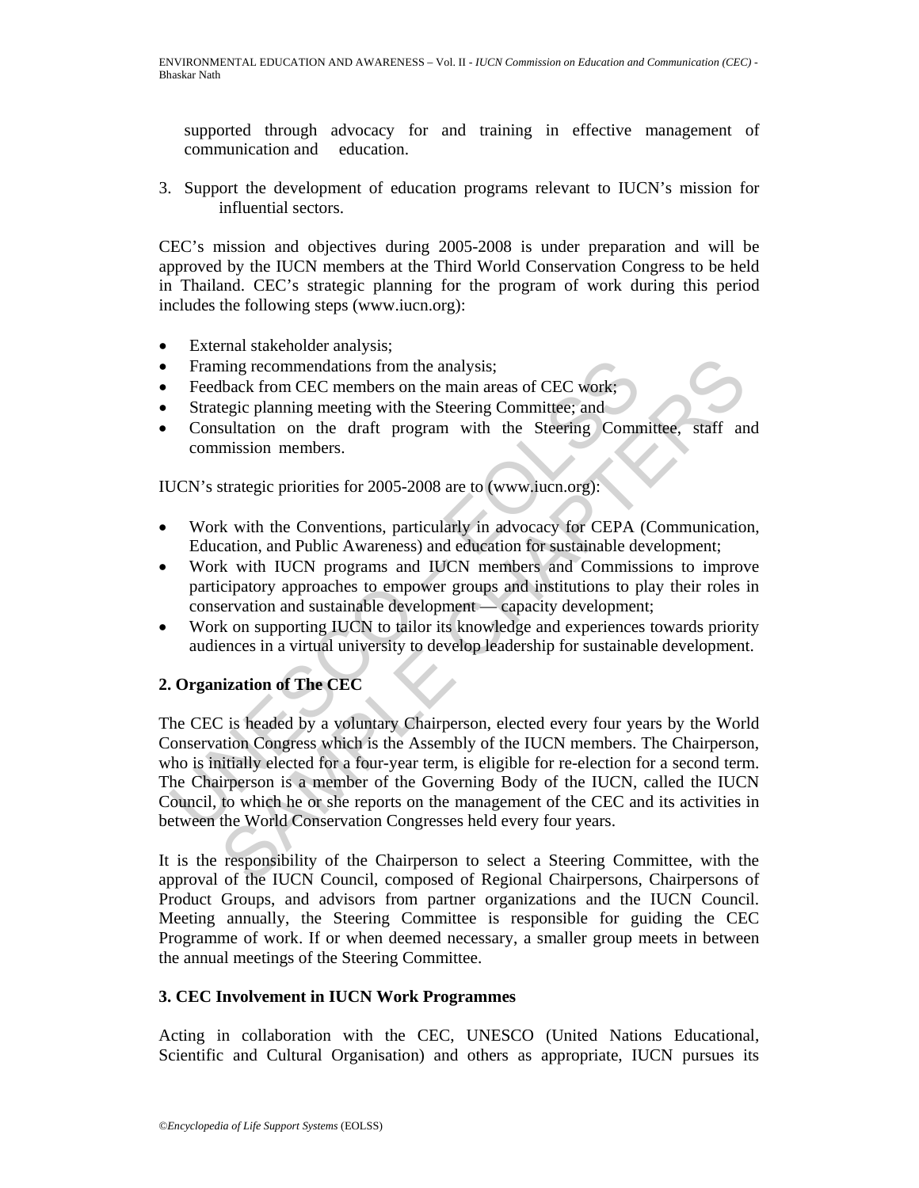supported through advocacy for and training in effective management of communication and education.

3. Support the development of education programs relevant to IUCN's mission for influential sectors.

CEC's mission and objectives during 2005-2008 is under preparation and will be approved by the IUCN members at the Third World Conservation Congress to be held in Thailand. CEC's strategic planning for the program of work during this period includes the following steps (www.iucn.org):

- External stakeholder analysis;
- Framing recommendations from the analysis;
- Feedback from CEC members on the main areas of CEC work;
- Strategic planning meeting with the Steering Committee; and
- Consultation on the draft program with the Steering Committee, staff and commission members.

IUCN's strategic priorities for 2005-2008 are to (www.iucn.org):

- Work with the Conventions, particularly in advocacy for CEPA (Communication, Education, and Public Awareness) and education for sustainable development;
- Work with IUCN programs and IUCN members and Commissions to improve participatory approaches to empower groups and institutions to play their roles in conservation and sustainable development — capacity development;
- Work on supporting IUCN to tailor its knowledge and experiences towards priority audiences in a virtual university to develop leadership for sustainable development.

## 2. Organization of The CEC

The CEC is headed by a voluntary Chairperson, elected every four years by the World Conservation Congress which is the Assembly of the IUCN members. The Chairperson, who is initially elected for a four-year term, is eligible for re-election for a second term. The Chairperson is a member of the Governing Body of the IUCN, called the IUCN Council, to which he or she reports on the management of the CEC and its activities in between the World Conservation Congresses held every four years.

It is the responsibility of the Chairperson to select a Steering Committee, with the approval of the IUCN Council, composed of Regional Chairpersons, Chairpersons of Product Groups, and advisors from partner organizations and the IUCN Council. Meeting annually, the Steering Committee is responsible for guiding the CEC Programme of work. If or when deemed necessary, a smaller group meets in between the annual meetings of the Steering Committee.

## 3. CEC Involvement in IUCN Work Programmes

Acting in collaboration with the CEC, UNESCO (United Nations Educational, Scientific and Cultural Organisation) and others as appropriate, IUCN pursues its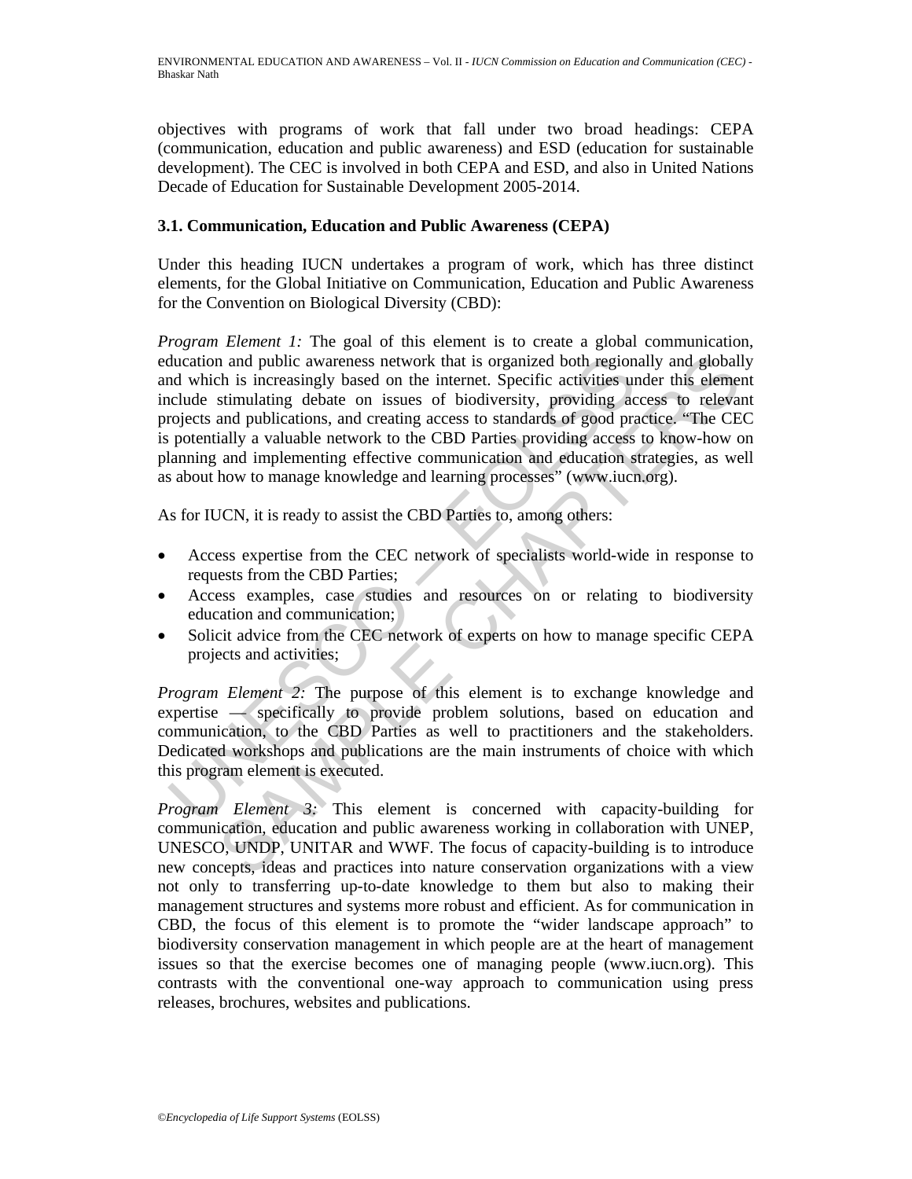objectives with programs of work that fall under two broad headings: CEPA (communication, education and public awareness) and ESD (education for sustainable development). The CEC is involved in both CEPA and ESD, and also in United Nations Decade of Education for Sustainable Development 2005-2014.

### 3.1. Communication, Education and Public Awareness (CEPA)

Under this heading IUCN undertakes a program of work, which has three distinct elements, for the Global Initiative on Communication, Education and Public Awareness for the Convention on Biological Diversity (CBD):

*Program Element 1:* The goal of this element is to create a global communication, education and public awareness network that is organized both regionally and globally and which is increasingly based on the internet. Specific activities under this element include stimulating debate on issues of biodiversity, providing access to relevant projects and publications, and creating access to standards of good practice. "The CEC is potentially a valuable network to the CBD Parties providing access to know-how on planning and implementing effective communication and education strategies, as well as about how to manage knowledge and learning processes" (www.iucn.org).

As for IUCN, it is ready to assist the CBD Parties to, among others:

- Access expertise from the CEC network of specialists world-wide in response to requests from the CBD Parties;
- Access examples, case studies and resources on or relating to biodiversity education and communication;
- Solicit advice from the CEC network of experts on how to manage specific CEPA projects and activities;

*Program Element 2:* The purpose of this element is to exchange knowledge and expertise — specifically to provide problem solutions, based on education and communication, to the CBD Parties as well to practitioners and the stakeholders. Dedicated workshops and publications are the main instruments of choice with which this program element is executed.

*Program Element 3:* This element is concerned with capacity-building for communication, education and public awareness working in collaboration with UNEP, UNESCO, UNDP, UNITAR and WWF. The focus of capacity-building is to introduce new concepts, ideas and practices into nature conservation organizations with a view not only to transferring up-to-date knowledge to them but also to making their management structures and systems more robust and efficient. As for communication in CBD, the focus of this element is to promote the "wider landscape approach" to biodiversity conservation management in which people are at the heart of management issues so that the exercise becomes one of managing people (www.iucn.org). This contrasts with the conventional one-way approach to communication using press releases, brochures, websites and publications.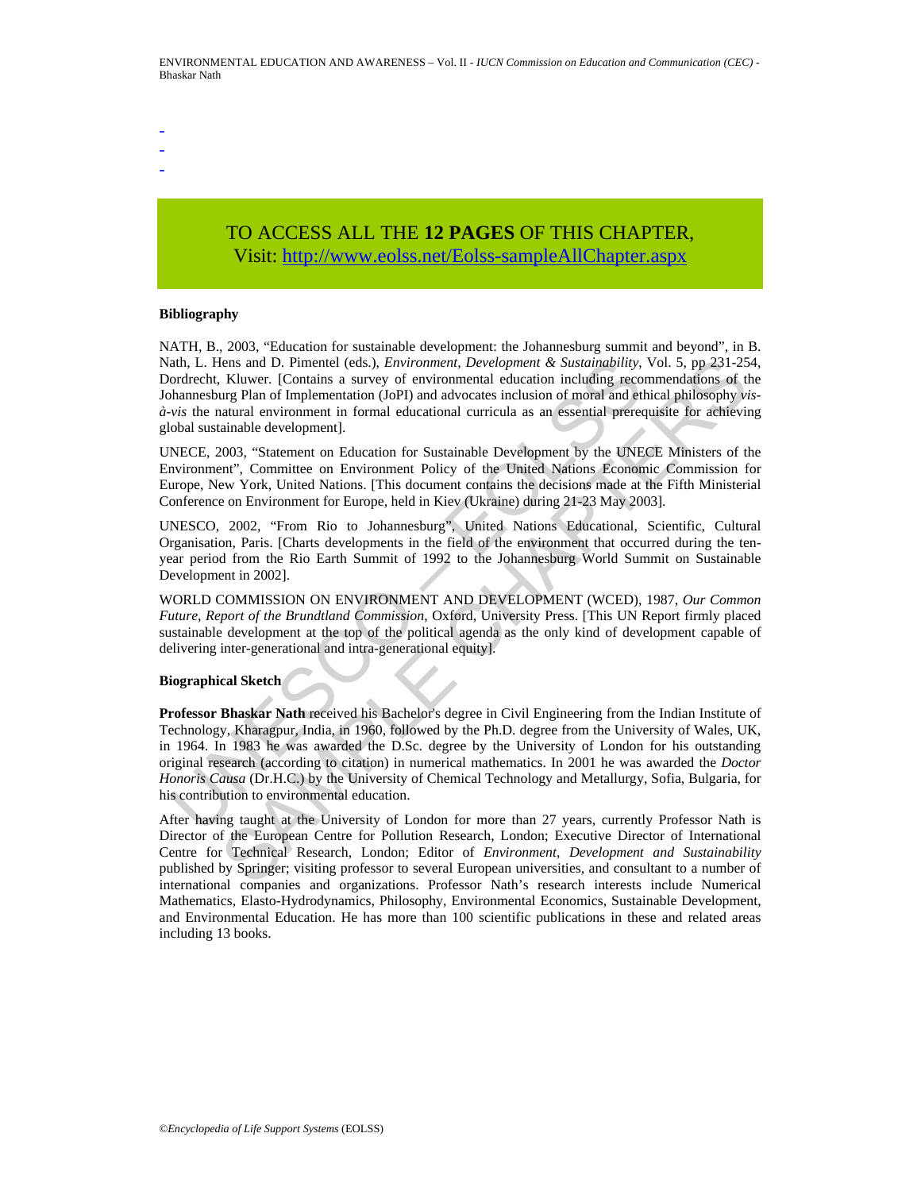-
-
-

TO ACCESS ALL THE **12 PAGES** OF THIS CHAPTER,
Visit: http://www.eolss.net/Eolss-sampleAllChapter.aspx

**Bibliography**

NATH, B., 2003, "Education for sustainable development: the Johannesburg summit and beyond", in B. Nath, L. Hens and D. Pimentel (eds.), *Environment, Development & Sustainability*, Vol. 5, pp 231-254, Dordrecht, Kluwer. [Contains a survey of environmental education including recommendations of the Johannesburg Plan of Implementation (JoPI) and advocates inclusion of moral and ethical philosophy *vis-à-vis* the natural environment in formal educational curricula as an essential prerequisite for achieving global sustainable development].

UNECE, 2003, "Statement on Education for Sustainable Development by the UNECE Ministers of the Environment", Committee on Environment Policy of the United Nations Economic Commission for Europe, New York, United Nations. [This document contains the decisions made at the Fifth Ministerial Conference on Environment for Europe, held in Kiev (Ukraine) during 21-23 May 2003].

UNESCO, 2002, "From Rio to Johannesburg", United Nations Educational, Scientific, Cultural Organisation, Paris. [Charts developments in the field of the environment that occurred during the ten-year period from the Rio Earth Summit of 1992 to the Johannesburg World Summit on Sustainable Development in 2002].

WORLD COMMISSION ON ENVIRONMENT AND DEVELOPMENT (WCED), 1987, *Our Common Future, Report of the Brundtland Commission*, Oxford, University Press. [This UN Report firmly placed sustainable development at the top of the political agenda as the only kind of development capable of delivering inter-generational and intra-generational equity].

**Biographical Sketch**

**Professor Bhaskar Nath** received his Bachelor's degree in Civil Engineering from the Indian Institute of Technology, Kharagpur, India, in 1960, followed by the Ph.D. degree from the University of Wales, UK, in 1964. In 1983 he was awarded the D.Sc. degree by the University of London for his outstanding original research (according to citation) in numerical mathematics. In 2001 he was awarded the *Doctor Honoris Causa* (Dr.H.C.) by the University of Chemical Technology and Metallurgy, Sofia, Bulgaria, for his contribution to environmental education.

After having taught at the University of London for more than 27 years, currently Professor Nath is Director of the European Centre for Pollution Research, London; Executive Director of International Centre for Technical Research, London; Editor of *Environment, Development and Sustainability* published by Springer; visiting professor to several European universities, and consultant to a number of international companies and organizations. Professor Nath's research interests include Numerical Mathematics, Elasto-Hydrodynamics, Philosophy, Environmental Economics, Sustainable Development, and Environmental Education. He has more than 100 scientific publications in these and related areas including 13 books.